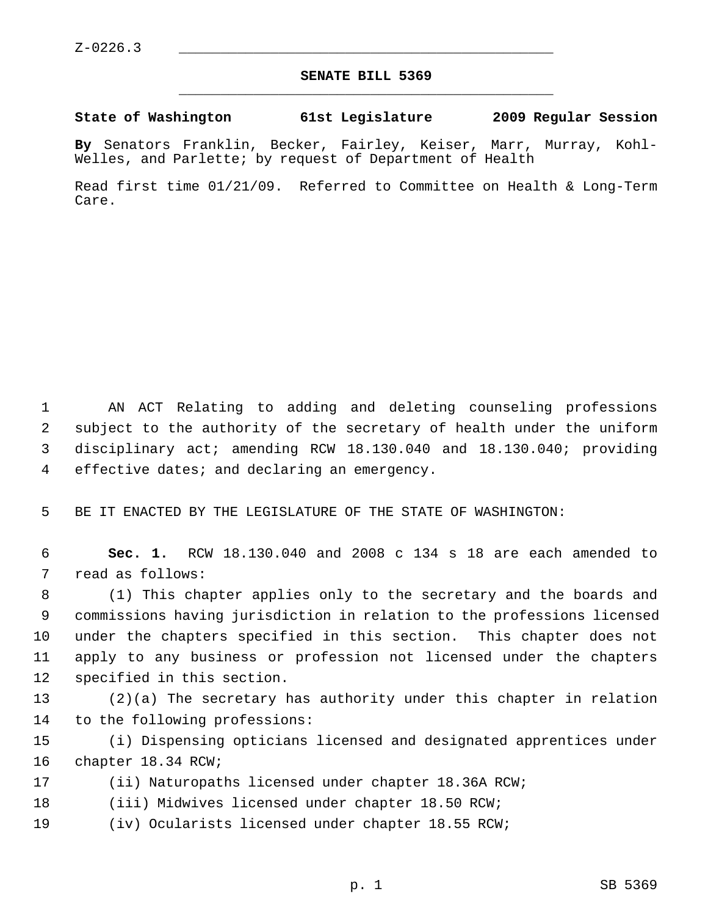Z-0226.3

# SENATE BILL 5369

**State of Washington 61st Legislature 2009 Regular Session**

**By** Senators Franklin, Becker, Fairley, Keiser, Marr, Murray, Kohl-Welles, and Parlette; by request of Department of Health

Read first time 01/21/09. Referred to Committee on Health & Long-Term Care.

AN ACT Relating to adding and deleting counseling professions subject to the authority of the secretary of health under the uniform disciplinary act; amending RCW 18.130.040 and 18.130.040; providing effective dates; and declaring an emergency.

BE IT ENACTED BY THE LEGISLATURE OF THE STATE OF WASHINGTON:

**Sec. 1.** RCW 18.130.040 and 2008 c 134 s 18 are each amended to read as follows:

(1) This chapter applies only to the secretary and the boards and commissions having jurisdiction in relation to the professions licensed under the chapters specified in this section. This chapter does not apply to any business or profession not licensed under the chapters specified in this section.

(2)(a) The secretary has authority under this chapter in relation to the following professions:

(i) Dispensing opticians licensed and designated apprentices under chapter 18.34 RCW;

(ii) Naturopaths licensed under chapter 18.36A RCW;

(iii) Midwives licensed under chapter 18.50 RCW;

(iv) Ocularists licensed under chapter 18.55 RCW;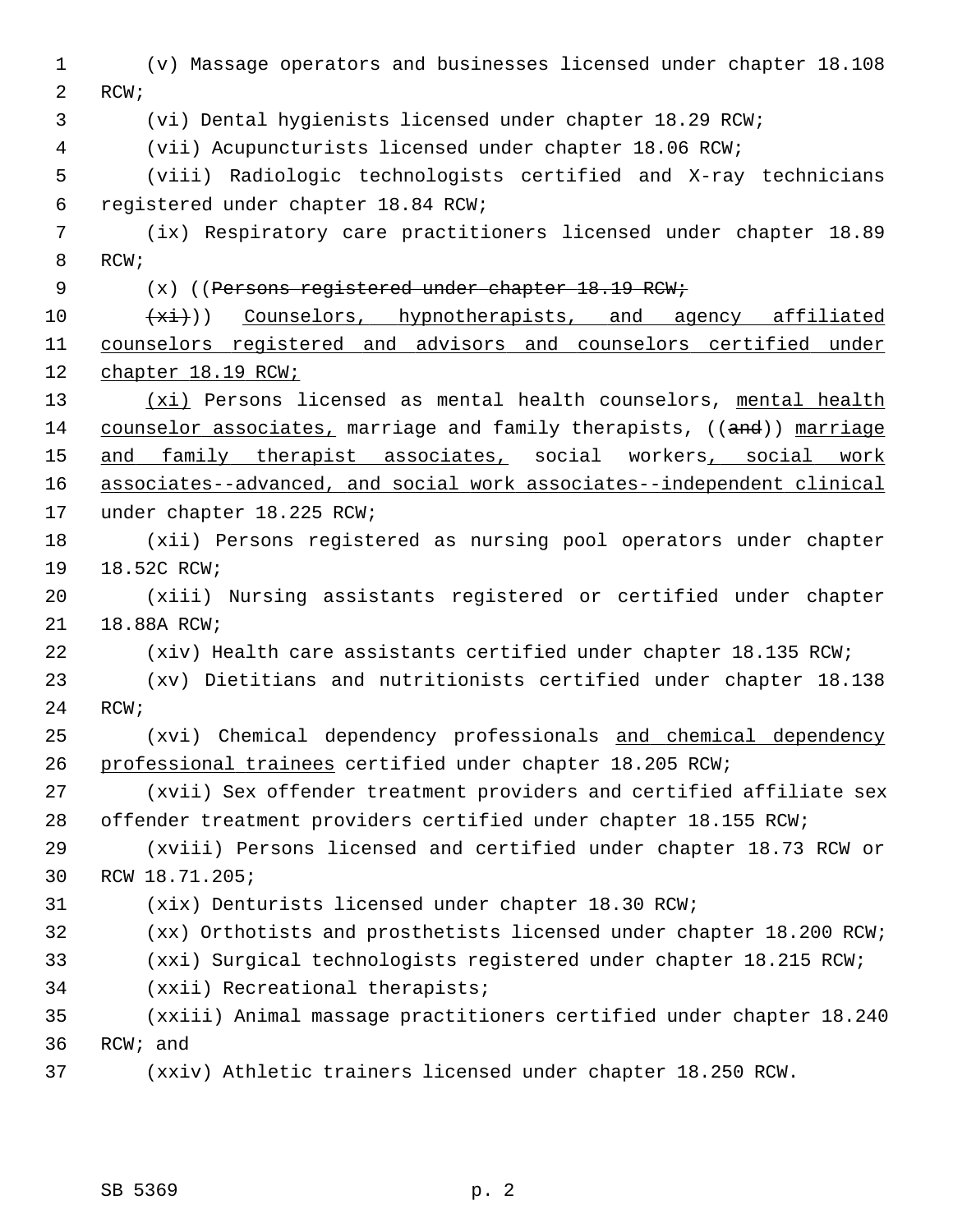(v) Massage operators and businesses licensed under chapter 18.108 RCW;

(vi) Dental hygienists licensed under chapter 18.29 RCW;

(vii) Acupuncturists licensed under chapter 18.06 RCW;

(viii) Radiologic technologists certified and X-ray technicians registered under chapter 18.84 RCW;

(ix) Respiratory care practitioners licensed under chapter 18.89 RCW;

(x) ((~~Persons registered under chapter 18.19 RCW;~~

~~(xi)~~)) <u>Counselors, hypnotherapists, and agency affiliated counselors registered and advisors and counselors certified under chapter 18.19 RCW;</u>

<u>(xi)</u> Persons licensed as mental health counselors, <u>mental health counselor associates,</u> marriage and family therapists, ((~~and~~)) <u>marriage and family therapist associates,</u> social workers<u>, social work associates--advanced, and social work associates--independent clinical</u> under chapter 18.225 RCW;

(xii) Persons registered as nursing pool operators under chapter 18.52C RCW;

(xiii) Nursing assistants registered or certified under chapter 18.88A RCW;

(xiv) Health care assistants certified under chapter 18.135 RCW;

(xv) Dietitians and nutritionists certified under chapter 18.138 RCW;

(xvi) Chemical dependency professionals <u>and chemical dependency professional trainees</u> certified under chapter 18.205 RCW;

(xvii) Sex offender treatment providers and certified affiliate sex offender treatment providers certified under chapter 18.155 RCW;

(xviii) Persons licensed and certified under chapter 18.73 RCW or RCW 18.71.205;

(xix) Denturists licensed under chapter 18.30 RCW;

(xx) Orthotists and prosthetists licensed under chapter 18.200 RCW;

(xxi) Surgical technologists registered under chapter 18.215 RCW;

(xxii) Recreational therapists;

(xxiii) Animal massage practitioners certified under chapter 18.240 RCW; and

(xxiv) Athletic trainers licensed under chapter 18.250 RCW.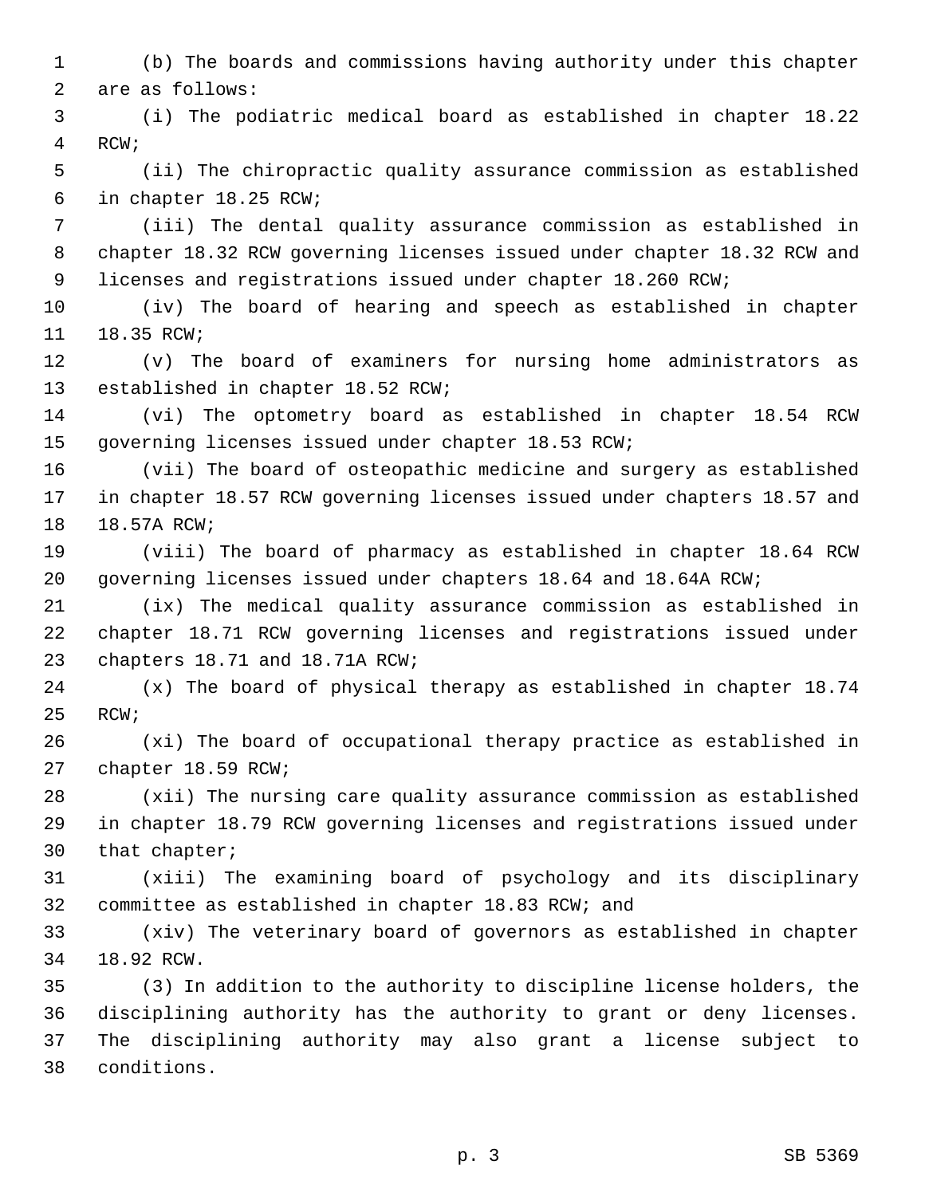(b) The boards and commissions having authority under this chapter are as follows:

(i) The podiatric medical board as established in chapter 18.22 RCW;

(ii) The chiropractic quality assurance commission as established in chapter 18.25 RCW;

(iii) The dental quality assurance commission as established in chapter 18.32 RCW governing licenses issued under chapter 18.32 RCW and licenses and registrations issued under chapter 18.260 RCW;

(iv) The board of hearing and speech as established in chapter 18.35 RCW;

(v) The board of examiners for nursing home administrators as established in chapter 18.52 RCW;

(vi) The optometry board as established in chapter 18.54 RCW governing licenses issued under chapter 18.53 RCW;

(vii) The board of osteopathic medicine and surgery as established in chapter 18.57 RCW governing licenses issued under chapters 18.57 and 18.57A RCW;

(viii) The board of pharmacy as established in chapter 18.64 RCW governing licenses issued under chapters 18.64 and 18.64A RCW;

(ix) The medical quality assurance commission as established in chapter 18.71 RCW governing licenses and registrations issued under chapters 18.71 and 18.71A RCW;

(x) The board of physical therapy as established in chapter 18.74 RCW;

(xi) The board of occupational therapy practice as established in chapter 18.59 RCW;

(xii) The nursing care quality assurance commission as established in chapter 18.79 RCW governing licenses and registrations issued under that chapter;

(xiii) The examining board of psychology and its disciplinary committee as established in chapter 18.83 RCW; and

(xiv) The veterinary board of governors as established in chapter 18.92 RCW.

(3) In addition to the authority to discipline license holders, the disciplining authority has the authority to grant or deny licenses. The disciplining authority may also grant a license subject to conditions.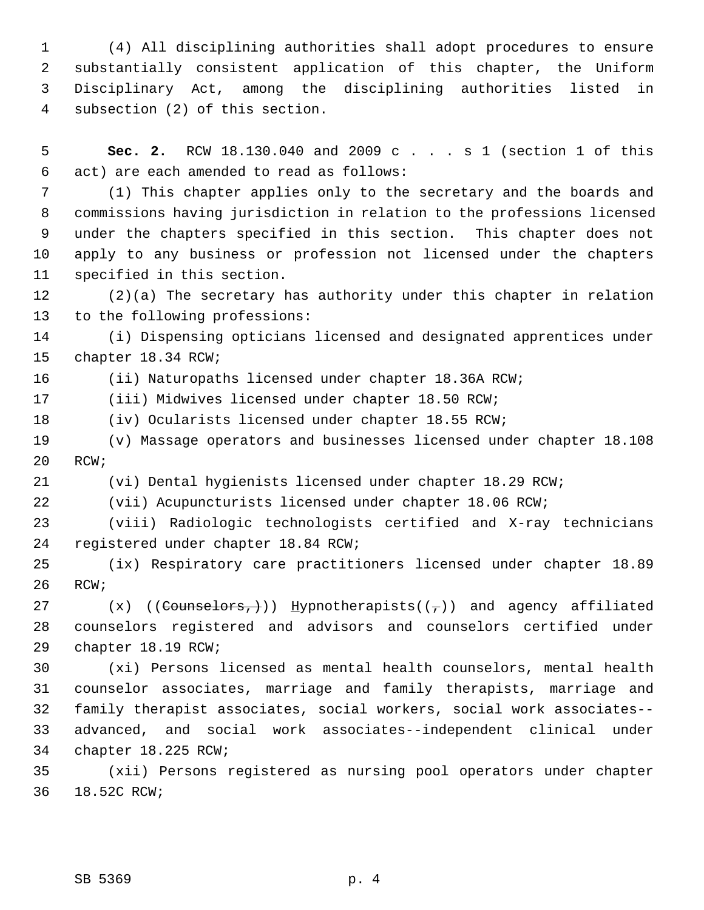(4) All disciplining authorities shall adopt procedures to ensure substantially consistent application of this chapter, the Uniform Disciplinary Act, among the disciplining authorities listed in subsection (2) of this section.

**Sec. 2.** RCW 18.130.040 and 2009 c . . . s 1 (section 1 of this act) are each amended to read as follows:

(1) This chapter applies only to the secretary and the boards and commissions having jurisdiction in relation to the professions licensed under the chapters specified in this section. This chapter does not apply to any business or profession not licensed under the chapters specified in this section.

(2)(a) The secretary has authority under this chapter in relation to the following professions:

(i) Dispensing opticians licensed and designated apprentices under chapter 18.34 RCW;

(ii) Naturopaths licensed under chapter 18.36A RCW;

(iii) Midwives licensed under chapter 18.50 RCW;

(iv) Ocularists licensed under chapter 18.55 RCW;

(v) Massage operators and businesses licensed under chapter 18.108 RCW;

(vi) Dental hygienists licensed under chapter 18.29 RCW;

(vii) Acupuncturists licensed under chapter 18.06 RCW;

(viii) Radiologic technologists certified and X-ray technicians registered under chapter 18.84 RCW;

(ix) Respiratory care practitioners licensed under chapter 18.89 RCW;

(x) ((~~Counselors,~~)) <u>H</u>ypnotherapists((~~,~~)) and agency affiliated counselors registered and advisors and counselors certified under chapter 18.19 RCW;

(xi) Persons licensed as mental health counselors, mental health counselor associates, marriage and family therapists, marriage and family therapist associates, social workers, social work associates--advanced, and social work associates--independent clinical under chapter 18.225 RCW;

(xii) Persons registered as nursing pool operators under chapter 18.52C RCW;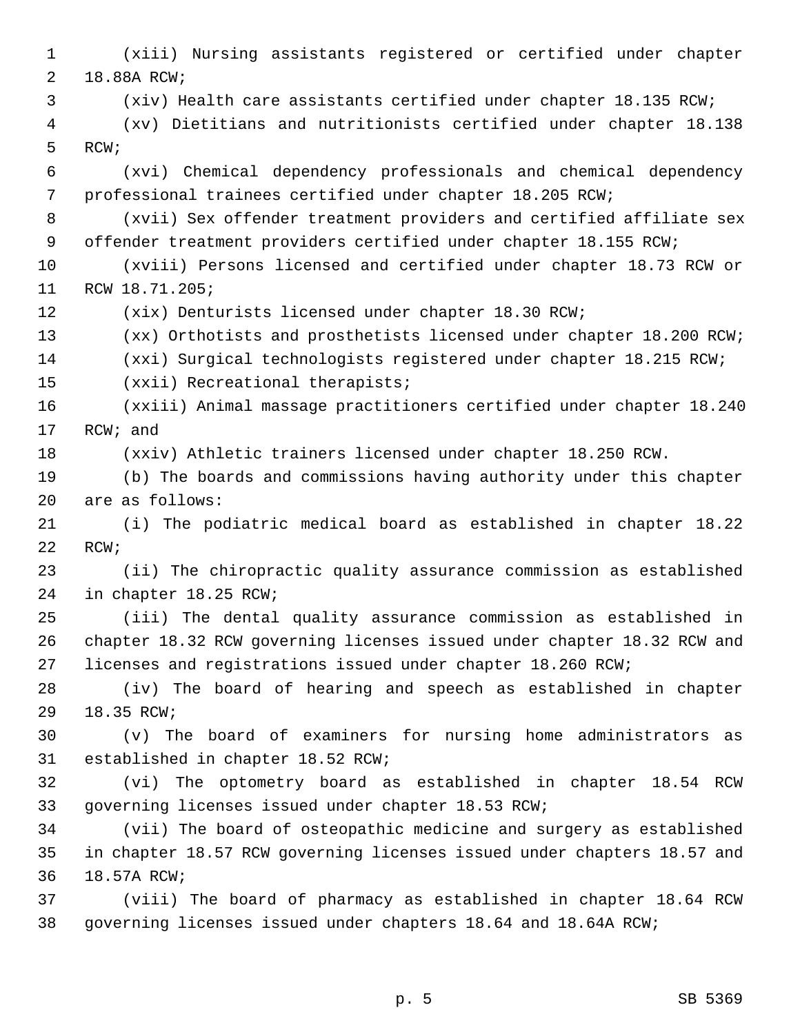(xiii) Nursing assistants registered or certified under chapter 18.88A RCW;

(xiv) Health care assistants certified under chapter 18.135 RCW;

(xv) Dietitians and nutritionists certified under chapter 18.138 RCW;

(xvi) Chemical dependency professionals and chemical dependency professional trainees certified under chapter 18.205 RCW;

(xvii) Sex offender treatment providers and certified affiliate sex offender treatment providers certified under chapter 18.155 RCW;

(xviii) Persons licensed and certified under chapter 18.73 RCW or RCW 18.71.205;

(xix) Denturists licensed under chapter 18.30 RCW;

(xx) Orthotists and prosthetists licensed under chapter 18.200 RCW;

(xxi) Surgical technologists registered under chapter 18.215 RCW;

(xxii) Recreational therapists;

(xxiii) Animal massage practitioners certified under chapter 18.240 RCW; and

(xxiv) Athletic trainers licensed under chapter 18.250 RCW.

(b) The boards and commissions having authority under this chapter are as follows:

(i) The podiatric medical board as established in chapter 18.22 RCW;

(ii) The chiropractic quality assurance commission as established in chapter 18.25 RCW;

(iii) The dental quality assurance commission as established in chapter 18.32 RCW governing licenses issued under chapter 18.32 RCW and licenses and registrations issued under chapter 18.260 RCW;

(iv) The board of hearing and speech as established in chapter 18.35 RCW;

(v) The board of examiners for nursing home administrators as established in chapter 18.52 RCW;

(vi) The optometry board as established in chapter 18.54 RCW governing licenses issued under chapter 18.53 RCW;

(vii) The board of osteopathic medicine and surgery as established in chapter 18.57 RCW governing licenses issued under chapters 18.57 and 18.57A RCW;

(viii) The board of pharmacy as established in chapter 18.64 RCW governing licenses issued under chapters 18.64 and 18.64A RCW;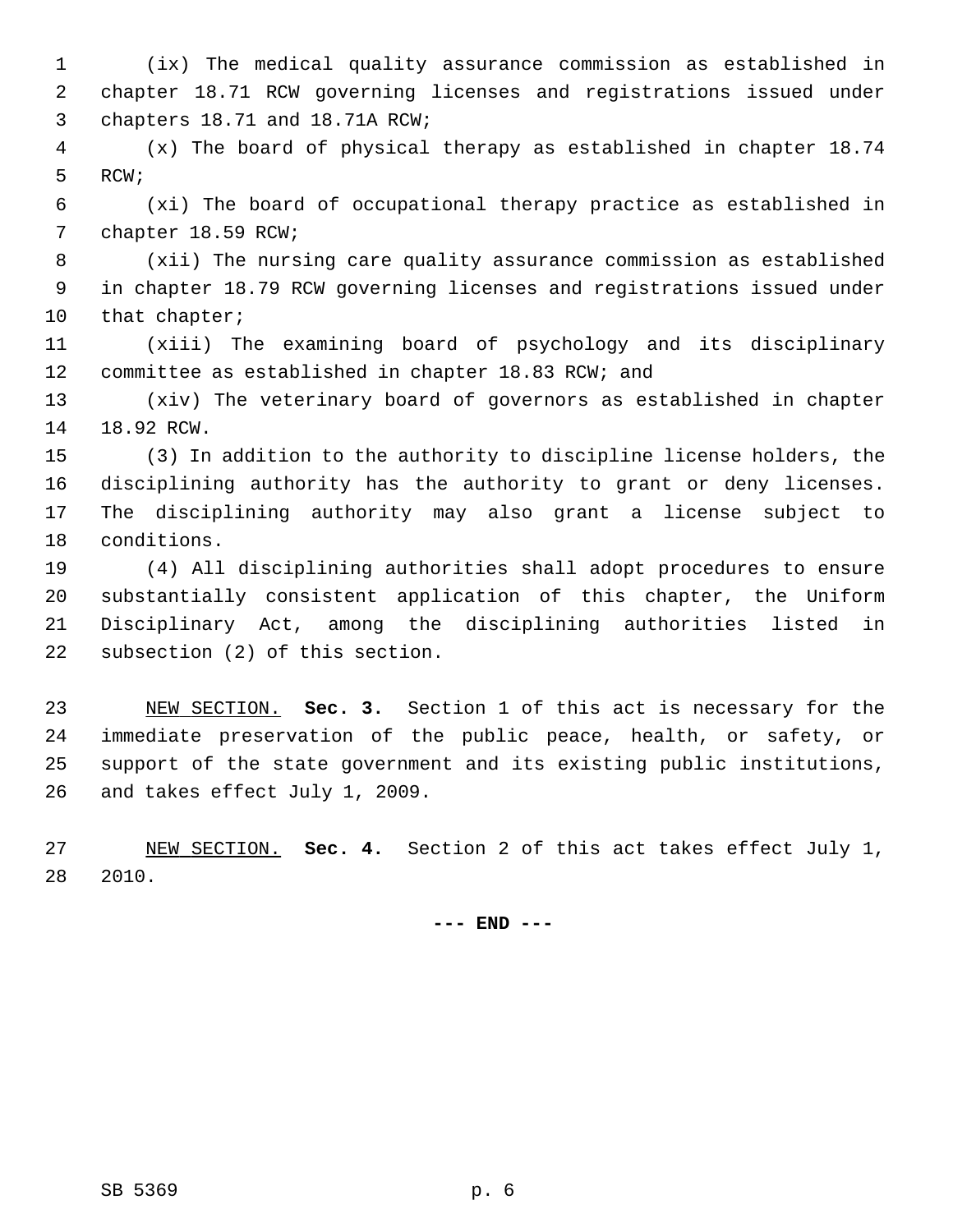(ix) The medical quality assurance commission as established in chapter 18.71 RCW governing licenses and registrations issued under chapters 18.71 and 18.71A RCW;

(x) The board of physical therapy as established in chapter 18.74 RCW;

(xi) The board of occupational therapy practice as established in chapter 18.59 RCW;

(xii) The nursing care quality assurance commission as established in chapter 18.79 RCW governing licenses and registrations issued under that chapter;

(xiii) The examining board of psychology and its disciplinary committee as established in chapter 18.83 RCW; and

(xiv) The veterinary board of governors as established in chapter 18.92 RCW.

(3) In addition to the authority to discipline license holders, the disciplining authority has the authority to grant or deny licenses. The disciplining authority may also grant a license subject to conditions.

(4) All disciplining authorities shall adopt procedures to ensure substantially consistent application of this chapter, the Uniform Disciplinary Act, among the disciplining authorities listed in subsection (2) of this section.

NEW SECTION. **Sec. 3.** Section 1 of this act is necessary for the immediate preservation of the public peace, health, or safety, or support of the state government and its existing public institutions, and takes effect July 1, 2009.

NEW SECTION. **Sec. 4.** Section 2 of this act takes effect July 1, 2010.

**--- END ---**